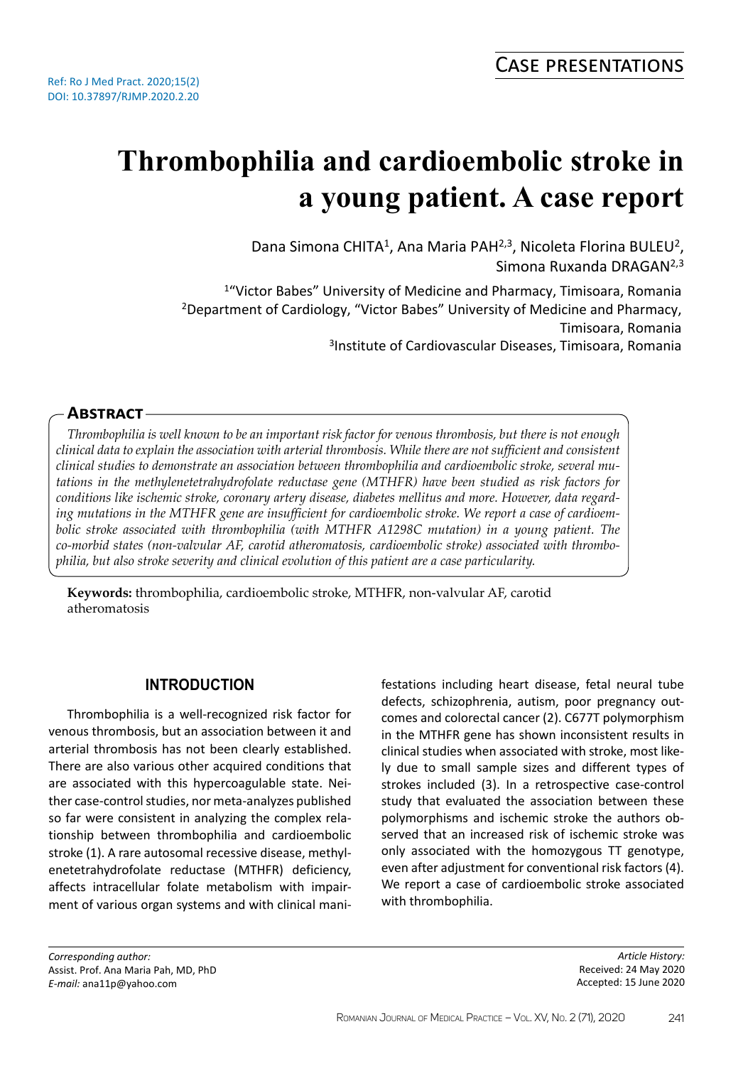Ref: Ro J Med Pract. 2020;15(2)
DOI: 10.37897/RJMP.2020.2.20

Case presentations

# Thrombophilia and cardioembolic stroke in a young patient. A case report

Dana Simona CHITA[1], Ana Maria PAH[2,3], Nicoleta Florina BULEU[2], Simona Ruxanda DRAGAN[2,3]

[1]"Victor Babes" University of Medicine and Pharmacy, Timisoara, Romania
[2]Department of Cardiology, "Victor Babes" University of Medicine and Pharmacy, Timisoara, Romania
[3]Institute of Cardiovascular Diseases, Timisoara, Romania

## Abstract

*Thrombophilia is well known to be an important risk factor for venous thrombosis, but there is not enough clinical data to explain the association with arterial thrombosis. While there are not sufficient and consistent clinical studies to demonstrate an association between thrombophilia and cardioembolic stroke, several mutations in the methylenetetrahydrofolate reductase gene (MTHFR) have been studied as risk factors for conditions like ischemic stroke, coronary artery disease, diabetes mellitus and more. However, data regarding mutations in the MTHFR gene are insufficient for cardioembolic stroke. We report a case of cardioembolic stroke associated with thrombophilia (with MTHFR A1298C mutation) in a young patient. The co-morbid states (non-valvular AF, carotid atheromatosis, cardioembolic stroke) associated with thrombophilia, but also stroke severity and clinical evolution of this patient are a case particularity.*

**Keywords:** thrombophilia, cardioembolic stroke, MTHFR, non-valvular AF, carotid atheromatosis

## INTRODUCTION

Thrombophilia is a well-recognized risk factor for venous thrombosis, but an association between it and arterial thrombosis has not been clearly established. There are also various other acquired conditions that are associated with this hypercoagulable state. Neither case-control studies, nor meta-analyzes published so far were consistent in analyzing the complex relationship between thrombophilia and cardioembolic stroke (1). A rare autosomal recessive disease, methylenetetrahydrofolate reductase (MTHFR) deficiency, affects intracellular folate metabolism with impairment of various organ systems and with clinical manifestations including heart disease, fetal neural tube defects, schizophrenia, autism, poor pregnancy outcomes and colorectal cancer (2). C677T polymorphism in the MTHFR gene has shown inconsistent results in clinical studies when associated with stroke, most likely due to small sample sizes and different types of strokes included (3). In a retrospective case-control study that evaluated the association between these polymorphisms and ischemic stroke the authors observed that an increased risk of ischemic stroke was only associated with the homozygous TT genotype, even after adjustment for conventional risk factors (4). We report a case of cardioembolic stroke associated with thrombophilia.

*Corresponding author:*
Assist. Prof. Ana Maria Pah, MD, PhD
*E-mail:* ana11p@yahoo.com

*Article History:*
Received: 24 May 2020
Accepted: 15 June 2020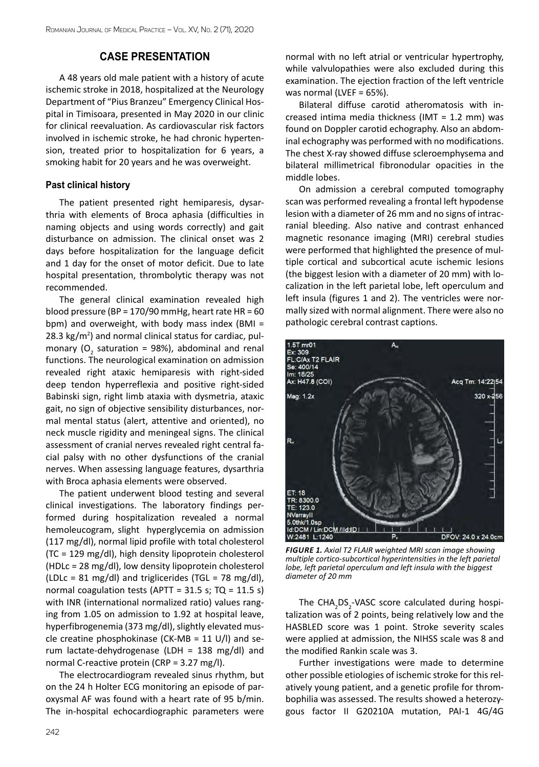## CASE PRESENTATION

A 48 years old male patient with a history of acute ischemic stroke in 2018, hospitalized at the Neurology Department of "Pius Branzeu" Emergency Clinical Hospital in Timisoara, presented in May 2020 in our clinic for clinical reevaluation. As cardiovascular risk factors involved in ischemic stroke, he had chronic hypertension, treated prior to hospitalization for 6 years, a smoking habit for 20 years and he was overweight.

### Past clinical history

The patient presented right hemiparesis, dysarthria with elements of Broca aphasia (difficulties in naming objects and using words correctly) and gait disturbance on admission. The clinical onset was 2 days before hospitalization for the language deficit and 1 day for the onset of motor deficit. Due to late hospital presentation, thrombolytic therapy was not recommended.

The general clinical examination revealed high blood pressure (BP = 170/90 mmHg, heart rate HR = 60 bpm) and overweight, with body mass index (BMI = 28.3 kg/m$^2$) and normal clinical status for cardiac, pulmonary ($O_2$ saturation = 98%), abdominal and renal functions. The neurological examination on admission revealed right ataxic hemiparesis with right-sided deep tendon hyperreflexia and positive right-sided Babinski sign, right limb ataxia with dysmetria, ataxic gait, no sign of objective sensibility disturbances, normal mental status (alert, attentive and oriented), no neck muscle rigidity and meningeal signs. The clinical assessment of cranial nerves revealed right central facial palsy with no other dysfunctions of the cranial nerves. When assessing language features, dysarthria with Broca aphasia elements were observed.

The patient underwent blood testing and several clinical investigations. The laboratory findings performed during hospitalization revealed a normal hemoleucogram, slight hyperglycemia on admission (117 mg/dl), normal lipid profile with total cholesterol (TC = 129 mg/dl), high density lipoprotein cholesterol (HDLc = 28 mg/dl), low density lipoprotein cholesterol (LDLc = 81 mg/dl) and trigliceride (TGL = 78 mg/dl), normal coagulation tests (APTT = 31.5 s; TQ = 11.5 s) with INR (international normalized ratio) values ranging from 1.05 on admission to 1.92 at hospital leave, hyperfibrogenemia (373 mg/dl), slightly elevated muscle creatine phosphokinase (CK-MB = 11 U/l) and serum lactate-dehydrogenase (LDH = 138 mg/dl) and normal C-reactive protein (CRP = 3.27 mg/l).

The electrocardiogram revealed sinus rhythm, but on the 24 h Holter ECG monitoring an episode of paroxysmal AF was found with a heart rate of 95 b/min. The in-hospital echocardiographic parameters were normal with no left atrial or ventricular hypertrophy, while valvulopathies were also excluded during this examination. The ejection fraction of the left ventricle was normal (LVEF = 65%).

Bilateral diffuse carotid atheromatosis with increased intima media thickness (IMT = 1.2 mm) was found on Doppler carotid echography. Also an abdominal echography was performed with no modifications. The chest X-ray showed diffuse scleroemphysema and bilateral millimetrical fibronodular opacities in the middle lobes.

On admission a cerebral computed tomography scan was performed revealing a frontal left hypodense lesion with a diameter of 26 mm and no signs of intracranial bleeding. Also native and contrast enhanced magnetic resonance imaging (MRI) cerebral studies were performed that highlighted the presence of multiple cortical and subcortical acute ischemic lesions (the biggest lesion with a diameter of 20 mm) with localization in the left parietal lobe, left operculum and left insula (figures 1 and 2). The ventricles were normally sized with normal alignment. There were also no pathologic cerebral contrast captions.

*FIGURE 1. Axial T2 FLAIR weighted MRI scan image showing multiple cortico-subcortical hyperintensities in the left parietal lobe, left parietal operculum and left insula with the biggest diameter of 20 mm*

The $CHA_2DS_2$-VASC score calculated during hospitalization was of 2 points, being relatively low and the HASBLED score was 1 point. Stroke severity scales were applied at admission, the NIHSS scale was 8 and the modified Rankin scale was 3.

Further investigations were made to determine other possible etiologies of ischemic stroke for this relatively young patient, and a genetic profile for thrombophilia was assessed. The results showed a heterozygous factor II G20210A mutation, PAI-1 4G/4G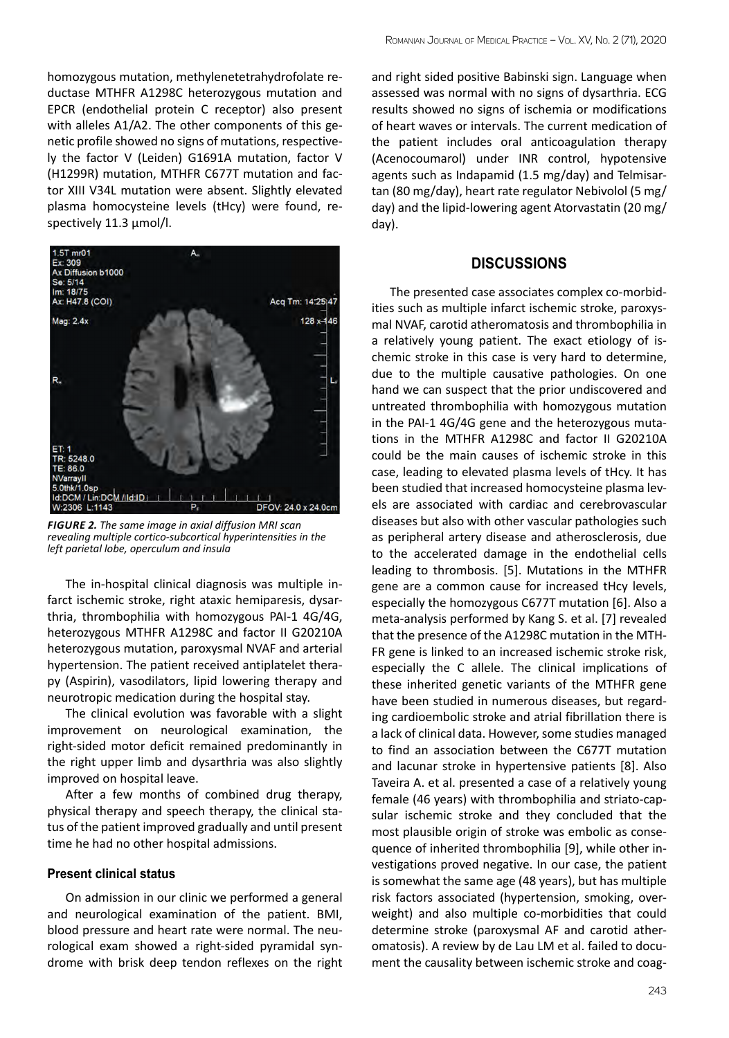homozygous mutation, methylenetetrahydrofolate reductase MTHFR A1298C heterozygous mutation and EPCR (endothelial protein C receptor) also present with alleles A1/A2. The other components of this genetic profile showed no signs of mutations, respectively the factor V (Leiden) G1691A mutation, factor V (H1299R) mutation, MTHFR C677T mutation and factor XIII V34L mutation were absent. Slightly elevated plasma homocysteine levels (tHcy) were found, respectively 11.3 μmol/l.

***FIGURE 2.*** *The same image in axial diffusion MRI scan revealing multiple cortico-subcortical hyperintensities in the left parietal lobe, operculum and insula*

The in-hospital clinical diagnosis was multiple infarct ischemic stroke, right ataxic hemiparesis, dysarthria, thrombophilia with homozygous PAI-1 4G/4G, heterozygous MTHFR A1298C and factor II G20210A heterozygous mutation, paroxysmal NVAF and arterial hypertension. The patient received antiplatelet therapy (Aspirin), vasodilators, lipid lowering therapy and neurotropic medication during the hospital stay.

The clinical evolution was favorable with a slight improvement on neurological examination, the right-sided motor deficit remained predominantly in the right upper limb and dysarthria was also slightly improved on hospital leave.

After a few months of combined drug therapy, physical therapy and speech therapy, the clinical status of the patient improved gradually and until present time he had no other hospital admissions.

### Present clinical status

On admission in our clinic we performed a general and neurological examination of the patient. BMI, blood pressure and heart rate were normal. The neurological exam showed a right-sided pyramidal syndrome with brisk deep tendon reflexes on the right and right sided positive Babinski sign. Language when assessed was normal with no signs of dysarthria. ECG results showed no signs of ischemia or modifications of heart waves or intervals. The current medication of the patient includes oral anticoagulation therapy (Acenocoumarol) under INR control, hypotensive agents such as Indapamid (1.5 mg/day) and Telmisartan (80 mg/day), heart rate regulator Nebivolol (5 mg/day) and the lipid-lowering agent Atorvastatin (20 mg/day).

## DISCUSSIONS

The presented case associates complex co-morbidities such as multiple infarct ischemic stroke, paroxysmal NVAF, carotid atheromatosis and thrombophilia in a relatively young patient. The exact etiology of ischemic stroke in this case is very hard to determine, due to the multiple causative pathologies. On one hand we can suspect that the prior undiscovered and untreated thrombophilia with homozygous mutation in the PAI-1 4G/4G gene and the heterozygous mutations in the MTHFR A1298C and factor II G20210A could be the main causes of ischemic stroke in this case, leading to elevated plasma levels of tHcy. It has been studied that increased homocysteine plasma levels are associated with cardiac and cerebrovascular diseases but also with other vascular pathologies such as peripheral artery disease and atherosclerosis, due to the accelerated damage in the endothelial cells leading to thrombosis. [5]. Mutations in the MTHFR gene are a common cause for increased tHcy levels, especially the homozygous C677T mutation [6]. Also a meta-analysis performed by Kang S. et al. [7] revealed that the presence of the A1298C mutation in the MTHFR gene is linked to an increased ischemic stroke risk, especially the C allele. The clinical implications of these inherited genetic variants of the MTHFR gene have been studied in numerous diseases, but regarding cardioembolic stroke and atrial fibrillation there is a lack of clinical data. However, some studies managed to find an association between the C677T mutation and lacunar stroke in hypertensive patients [8]. Also Taveira A. et al. presented a case of a relatively young female (46 years) with thrombophilia and striato-capsular ischemic stroke and they concluded that the most plausible origin of stroke was embolic as consequence of inherited thrombophilia [9], while other investigations proved negative. In our case, the patient is somewhat the same age (48 years), but has multiple risk factors associated (hypertension, smoking, overweight) and also multiple co-morbidities that could determine stroke (paroxysmal AF and carotid atheromatosis). A review by de Lau LM et al. failed to document the causality between ischemic stroke and coag-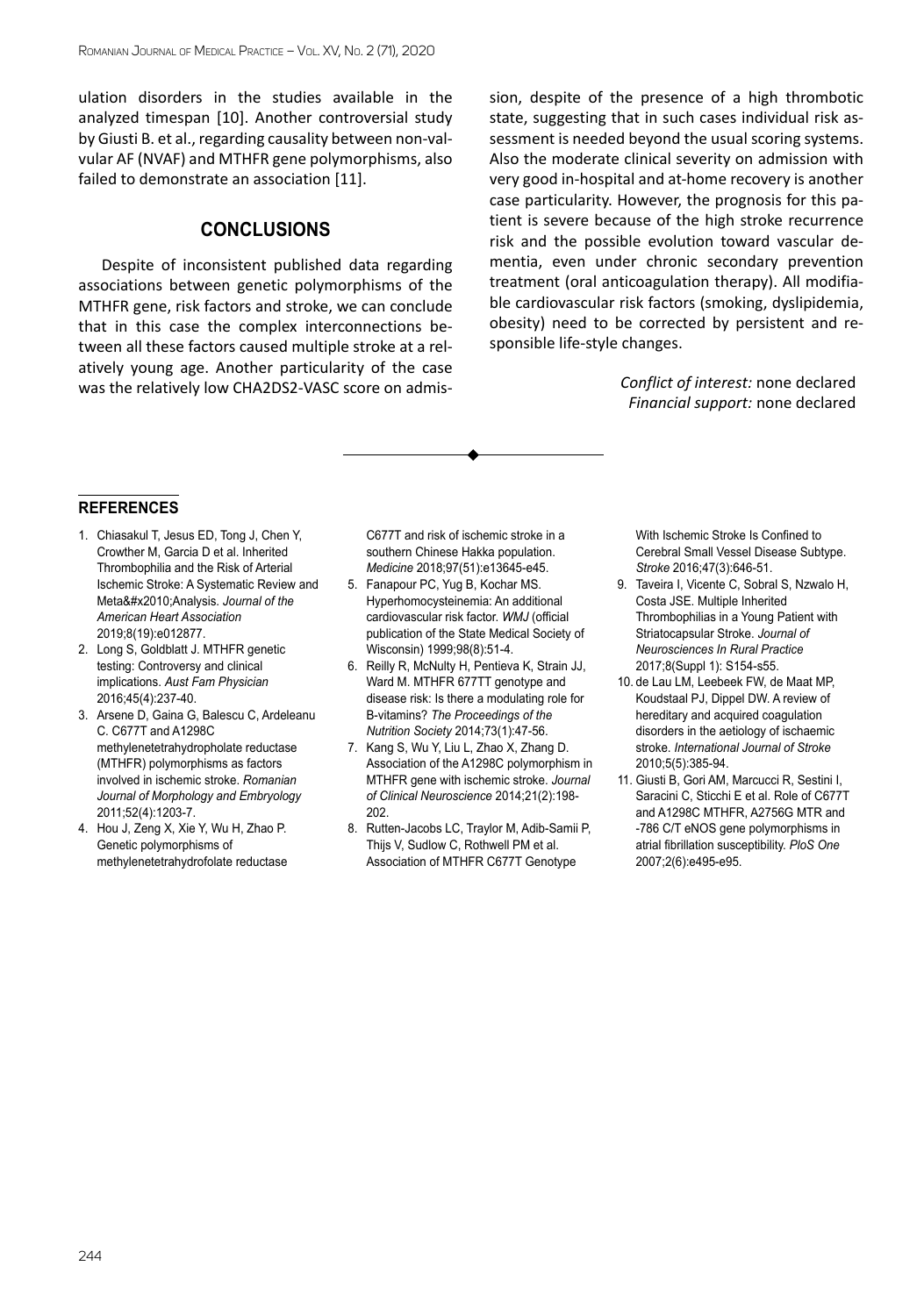ulation disorders in the studies available in the analyzed timespan [10]. Another controversial study by Giusti B. et al., regarding causality between non-valvular AF (NVAF) and MTHFR gene polymorphisms, also failed to demonstrate an association [11].

## CONCLUSIONS

Despite of inconsistent published data regarding associations between genetic polymorphisms of the MTHFR gene, risk factors and stroke, we can conclude that in this case the complex interconnections between all these factors caused multiple stroke at a relatively young age. Another particularity of the case was the relatively low CHA2DS2-VASC score on admission, despite of the presence of a high thrombotic state, suggesting that in such cases individual risk assessment is needed beyond the usual scoring systems. Also the moderate clinical severity on admission with very good in-hospital and at-home recovery is another case particularity. However, the prognosis for this patient is severe because of the high stroke recurrence risk and the possible evolution toward vascular dementia, even under chronic secondary prevention treatment (oral anticoagulation therapy). All modifiable cardiovascular risk factors (smoking, dyslipidemia, obesity) need to be corrected by persistent and responsible life-style changes.

*Conflict of interest:* none declared
*Financial support:* none declared

## REFERENCES

1. Chiasakul T, Jesus ED, Tong J, Chen Y, Crowther M, Garcia D et al. Inherited Thrombophilia and the Risk of Arterial Ischemic Stroke: A Systematic Review and Meta&#x2010;Analysis. *Journal of the American Heart Association* 2019;8(19):e012877.
2. Long S, Goldblatt J. MTHFR genetic testing: Controversy and clinical implications. *Aust Fam Physician* 2016;45(4):237-40.
3. Arsene D, Gaina G, Balescu C, Ardeleanu C. C677T and A1298C methylenetetrahydropholate reductase (MTHFR) polymorphisms as factors involved in ischemic stroke. *Romanian Journal of Morphology and Embryology* 2011;52(4):1203-7.
4. Hou J, Zeng X, Xie Y, Wu H, Zhao P. Genetic polymorphisms of methylenetetrahydrofolate reductase C677T and risk of ischemic stroke in a southern Chinese Hakka population. *Medicine* 2018;97(51):e13645-e45.
5. Fanapour PC, Yug B, Kochar MS. Hyperhomocysteinemia: An additional cardiovascular risk factor. *WMJ* (official publication of the State Medical Society of Wisconsin) 1999;98(8):51-4.
6. Reilly R, McNulty H, Pentieva K, Strain JJ, Ward M. MTHFR 677TT genotype and disease risk: Is there a modulating role for B-vitamins? *The Proceedings of the Nutrition Society* 2014;73(1):47-56.
7. Kang S, Wu Y, Liu L, Zhao X, Zhang D. Association of the A1298C polymorphism in MTHFR gene with ischemic stroke. *Journal of Clinical Neuroscience* 2014;21(2):198-202.
8. Rutten-Jacobs LC, Traylor M, Adib-Samii P, Thijs V, Sudlow C, Rothwell PM et al. Association of MTHFR C677T Genotype With Ischemic Stroke Is Confined to Cerebral Small Vessel Disease Subtype. *Stroke* 2016;47(3):646-51.
9. Taveira I, Vicente C, Sobral S, Nzwalo H, Costa JSE. Multiple Inherited Thrombophilias in a Young Patient with Striatocapsular Stroke. *Journal of Neurosciences In Rural Practice* 2017;8(Suppl 1): S154-s55.
10. de Lau LM, Leebeek FW, de Maat MP, Koudstaal PJ, Dippel DW. A review of hereditary and acquired coagulation disorders in the aetiology of ischaemic stroke. *International Journal of Stroke* 2010;5(5):385-94.
11. Giusti B, Gori AM, Marcucci R, Sestini I, Saracini C, Sticchi E et al. Role of C677T and A1298C MTHFR, A2756G MTR and -786 C/T eNOS gene polymorphisms in atrial fibrillation susceptibility. *PloS One* 2007;2(6):e495-e95.